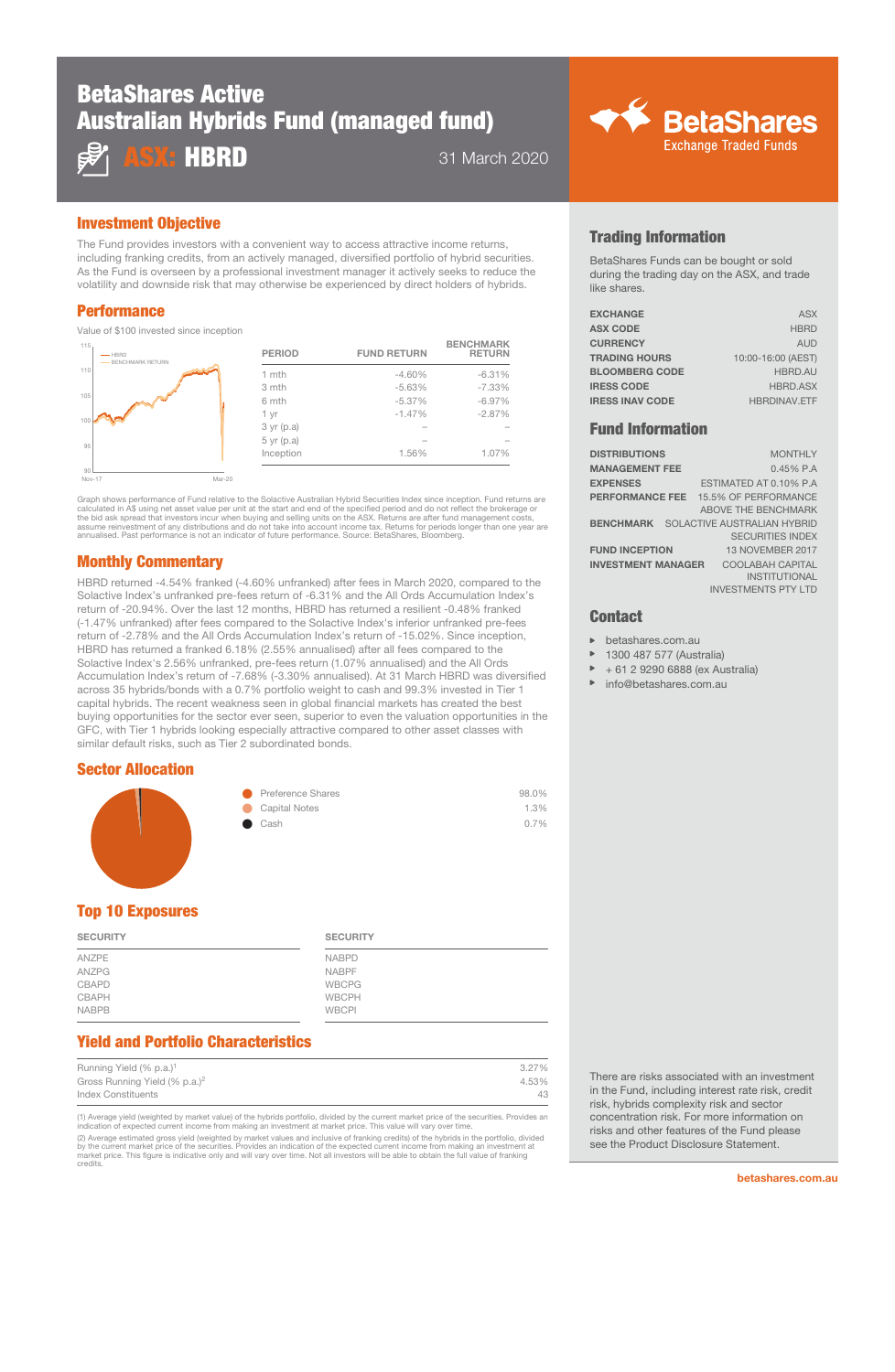# BetaShares Active Australian Hybrids Fund (managed fund)

## ASX: HBRD

31 March 2020

BetaShares Exchange Traded Funds

## Investment Objective

The Fund provides investors with a convenient way to access attractive income returns, including franking credits, from an actively managed, diversified portfolio of hybrid securities. As the Fund is overseen by a professional investment manager it actively seeks to reduce the volatility and downside risk that may otherwise be experienced by direct holders of hybrids.

## Performance

Value of $100 invested since inception

| PERIOD | FUND RETURN | BENCHMARK RETURN |
|---|---|---|
| 1 mth | -4.60% | -6.31% |
| 3 mth | -5.63% | -7.33% |
| 6 mth | -5.37% | -6.97% |
| 1 yr | -1.47% | -2.87% |
| 3 yr (p.a) | – | – |
| 5 yr (p.a) | – | – |
| Inception | 1.56% | 1.07% |

Graph shows performance of Fund relative to the Solactive Australian Hybrid Securities Index since inception. Fund returns are calculated in A$ using net asset value per unit at the start and end of the specified period and do not reflect the brokerage or the bid ask spread that investors incur when buying and selling units on the ASX. Returns are after fund management costs, assume reinvestment of any distributions and do not take into account income tax. Returns for periods longer than one year are annualised. Past performance is not an indicator of future performance. Source: BetaShares, Bloomberg.

## Monthly Commentary

HBRD returned -4.54% franked (-4.60% unfranked) after fees in March 2020, compared to the Solactive Index's unfranked pre-fees return of -6.31% and the All Ords Accumulation Index's return of -20.94%. Over the last 12 months, HBRD has returned a resilient -0.48% franked (-1.47% unfranked) after fees compared to the Solactive Index's inferior unfranked pre-fees return of -2.78% and the All Ords Accumulation Index's return of -15.02%. Since inception, HBRD has returned a franked 6.18% (2.55% annualised) after all fees compared to the Solactive Index's 2.56% unfranked, pre-fees return (1.07% annualised) and the All Ords Accumulation Index's return of -7.68% (-3.30% annualised). At 31 March HBRD was diversified across 35 hybrids/bonds with a 0.7% portfolio weight to cash and 99.3% invested in Tier 1 capital hybrids. The recent weakness seen in global financial markets has created the best buying opportunities for the sector ever seen, superior to even the valuation opportunities in the GFC, with Tier 1 hybrids looking especially attractive compared to other asset classes with similar default risks, such as Tier 2 subordinated bonds.

## Sector Allocation

| Sector | Weight |
|---|---|
| Preference Shares | 98.0% |
| Capital Notes | 1.3% |
| Cash | 0.7% |

## Top 10 Exposures

| SECURITY | SECURITY |
|---|---|
| ANZPE | NABPD |
| ANZPG | NABPF |
| CBAPD | WBCPG |
| CBAPH | WBCPH |
| NABPB | WBCPI |

## Yield and Portfolio Characteristics

| | |
|---|---|
| Running Yield (% p.a.)[1] | 3.27% |
| Gross Running Yield (% p.a.)[2] | 4.53% |
| Index Constituents | 43 |

(1) Average yield (weighted by market value) of the hybrids portfolio, divided by the current market price of the securities. Provides an indication of expected current income from making an investment at market price. This value will vary over time.

(2) Average estimated gross yield (weighted by market values and inclusive of franking credits) of the hybrids in the portfolio, divided by the current market price of the securities. Provides an indication of the expected current income from making an investment at market price. This figure is indicative only and will vary over time. Not all investors will be able to obtain the full value of franking credits.

## Trading Information

BetaShares Funds can be bought or sold during the trading day on the ASX, and trade like shares.

| | |
|---|---|
| EXCHANGE | ASX |
| ASX CODE | HBRD |
| CURRENCY | AUD |
| TRADING HOURS | 10:00-16:00 (AEST) |
| BLOOMBERG CODE | HBRD.AU |
| IRESS CODE | HBRD.ASX |
| IRESS INAV CODE | HBRDINAV.ETF |

## Fund Information

| | |
|---|---|
| DISTRIBUTIONS | MONTHLY |
| MANAGEMENT FEE | 0.45% P.A |
| EXPENSES | ESTIMATED AT 0.10% P.A |
| PERFORMANCE FEE | 15.5% OF PERFORMANCE ABOVE THE BENCHMARK |
| BENCHMARK | SOLACTIVE AUSTRALIAN HYBRID SECURITIES INDEX |
| FUND INCEPTION | 13 NOVEMBER 2017 |
| INVESTMENT MANAGER | COOLABAH CAPITAL INSTITUTIONAL INVESTMENTS PTY LTD |

## Contact

- betashares.com.au
- 1300 487 577 (Australia)
- + 61 2 9290 6888 (ex Australia)
- info@betashares.com.au

There are risks associated with an investment in the Fund, including interest rate risk, credit risk, hybrids complexity risk and sector concentration risk. For more information on risks and other features of the Fund please see the Product Disclosure Statement.

betashares.com.au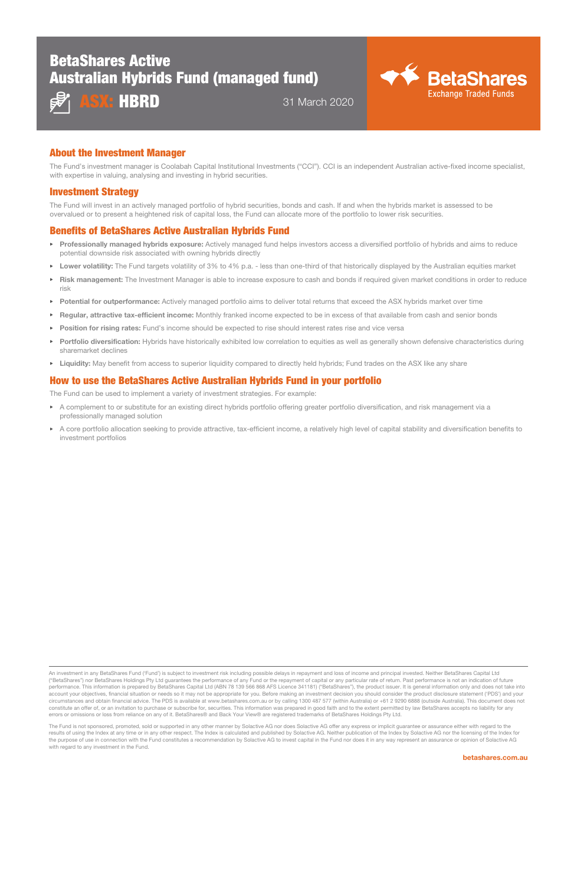# BetaShares Active Australian Hybrids Fund (managed fund)

ASX: HBRD

31 March 2020

BetaShares Exchange Traded Funds

## About the Investment Manager

The Fund's investment manager is Coolabah Capital Institutional Investments ("CCI"). CCI is an independent Australian active-fixed income specialist, with expertise in valuing, analysing and investing in hybrid securities.

## Investment Strategy

The Fund will invest in an actively managed portfolio of hybrid securities, bonds and cash. If and when the hybrids market is assessed to be overvalued or to present a heightened risk of capital loss, the Fund can allocate more of the portfolio to lower risk securities.

## Benefits of BetaShares Active Australian Hybrids Fund

- **Professionally managed hybrids exposure:** Actively managed fund helps investors access a diversified portfolio of hybrids and aims to reduce potential downside risk associated with owning hybrids directly
- **Lower volatility:** The Fund targets volatility of 3% to 4% p.a. - less than one-third of that historically displayed by the Australian equities market
- **Risk management:** The Investment Manager is able to increase exposure to cash and bonds if required given market conditions in order to reduce risk
- **Potential for outperformance:** Actively managed portfolio aims to deliver total returns that exceed the ASX hybrids market over time
- **Regular, attractive tax-efficient income:** Monthly franked income expected to be in excess of that available from cash and senior bonds
- **Position for rising rates:** Fund's income should be expected to rise should interest rates rise and vice versa
- **Portfolio diversification:** Hybrids have historically exhibited low correlation to equities as well as generally shown defensive characteristics during sharemarket declines
- **Liquidity:** May benefit from access to superior liquidity compared to directly held hybrids; Fund trades on the ASX like any share

## How to use the BetaShares Active Australian Hybrids Fund in your portfolio

The Fund can be used to implement a variety of investment strategies. For example:

- A complement to or substitute for an existing direct hybrids portfolio offering greater portfolio diversification, and risk management via a professionally managed solution
- A core portfolio allocation seeking to provide attractive, tax-efficient income, a relatively high level of capital stability and diversification benefits to investment portfolios

An investment in any BetaShares Fund ('Fund') is subject to investment risk including possible delays in repayment and loss of income and principal invested. Neither BetaShares Capital Ltd ("BetaShares") nor BetaShares Holdings Pty Ltd guarantees the performance of any Fund or the repayment of capital or any particular rate of return. Past performance is not an indication of future performance. This information is prepared by BetaShares Capital Ltd (ABN 78 139 566 868 AFS Licence 341181) ("BetaShares"), the product issuer. It is general information only and does not take into account your objectives, financial situation or needs so it may not be appropriate for you. Before making an investment decision you should consider the product disclosure statement ('PDS') and your circumstances and obtain financial advice. The PDS is available at www.betashares.com.au or by calling 1300 487 577 (within Australia) or +61 2 9290 6888 (outside Australia). This document does not constitute an offer of, or an invitation to purchase or subscribe for, securities. This information was prepared in good faith and to the extent permitted by law BetaShares accepts no liability for any errors or omissions or loss from reliance on any of it. BetaShares® and Back Your View® are registered trademarks of BetaShares Holdings Pty Ltd.

The Fund is not sponsored, promoted, sold or supported in any other manner by Solactive AG nor does Solactive AG offer any express or implicit guarantee or assurance either with regard to the results of using the Index at any time or in any other respect. The Index is calculated and published by Solactive AG. Neither publication of the Index by Solactive AG nor the licensing of the Index for the purpose of use in connection with the Fund constitutes a recommendation by Solactive AG to invest capital in the Fund nor does it in any way represent an assurance or opinion of Solactive AG with regard to any investment in the Fund.

betashares.com.au